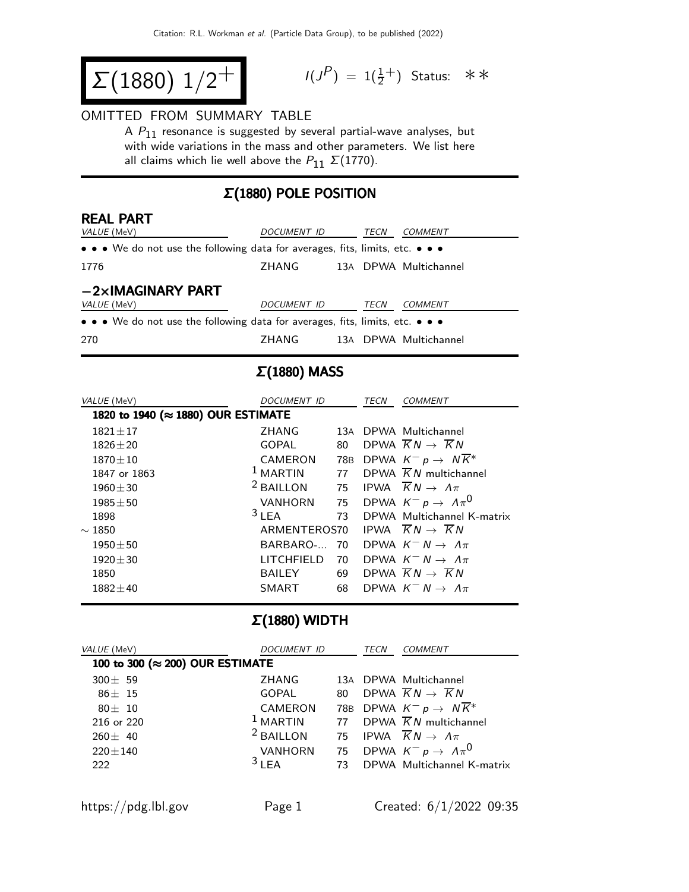# $\Sigma(1880)$ $1/2^{+}$

$I(J^P) = 1(\frac{1}{2}^+)$ Status: ∗∗

OMITTED FROM SUMMARY TABLE

A $P_{11}$ resonance is suggested by several partial-wave analyses, but with wide variations in the mass and other parameters. We list here all claims which lie well above the $P_{11}$ $\Sigma(1770)$.

## Σ(1880) POLE POSITION

### REAL PART

| VALUE (MeV) | DOCUMENT ID | | TECN | COMMENT |
|---|---|---|---|---|
| • • • We do not use the following data for averages, fits, limits, etc. • • • | | | | |
| 1776 | ZHANG | 13A | DPWA | Multichannel |

### −2×IMAGINARY PART

| VALUE (MeV) | DOCUMENT ID | | TECN | COMMENT |
|---|---|---|---|---|
| • • • We do not use the following data for averages, fits, limits, etc. • • • | | | | |
| 270 | ZHANG | 13A | DPWA | Multichannel |

## Σ(1880) MASS

| VALUE (MeV) | DOCUMENT ID | | TECN | COMMENT |
|---|---|---|---|---|
| **1820 to 1940 (≈ 1880) OUR ESTIMATE** | | | | |
| 1821±17 | ZHANG | 13A | DPWA | Multichannel |
| 1826±20 | GOPAL | 80 | DPWA | $\overline{K}N \rightarrow \overline{K}N$ |
| 1870±10 | CAMERON | 78B | DPWA | $K^- p \rightarrow N\overline{K}^*$ |
| 1847 or 1863 | [1] MARTIN | 77 | DPWA | $\overline{K}N$ multichannel |
| 1960±30 | [2] BAILLON | 75 | IPWA | $\overline{K}N \rightarrow \Lambda\pi$ |
| 1985±50 | VANHORN | 75 | DPWA | $K^- p \rightarrow \Lambda\pi^0$ |
| 1898 | [3] LEA | 73 | DPWA | Multichannel K-matrix |
| ∼ 1850 | ARMENTEROS | 70 | IPWA | $\overline{K}N \rightarrow \overline{K}N$ |
| 1950±50 | BARBARO-... | 70 | DPWA | $K^- N \rightarrow \Lambda\pi$ |
| 1920±30 | LITCHFIELD | 70 | DPWA | $K^- N \rightarrow \Lambda\pi$ |
| 1850 | BAILEY | 69 | DPWA | $\overline{K}N \rightarrow \overline{K}N$ |
| 1882±40 | SMART | 68 | DPWA | $K^- N \rightarrow \Lambda\pi$ |

## Σ(1880) WIDTH

| VALUE (MeV) | DOCUMENT ID | | TECN | COMMENT |
|---|---|---|---|---|
| **100 to 300 (≈ 200) OUR ESTIMATE** | | | | |
| 300± 59 | ZHANG | 13A | DPWA | Multichannel |
| 86± 15 | GOPAL | 80 | DPWA | $\overline{K}N \rightarrow \overline{K}N$ |
| 80± 10 | CAMERON | 78B | DPWA | $K^- p \rightarrow N\overline{K}^*$ |
| 216 or 220 | [1] MARTIN | 77 | DPWA | $\overline{K}N$ multichannel |
| 260± 40 | [2] BAILLON | 75 | IPWA | $\overline{K}N \rightarrow \Lambda\pi$ |
| 220±140 | VANHORN | 75 | DPWA | $K^- p \rightarrow \Lambda\pi^0$ |
| 222 | [3] LEA | 73 | DPWA | Multichannel K-matrix |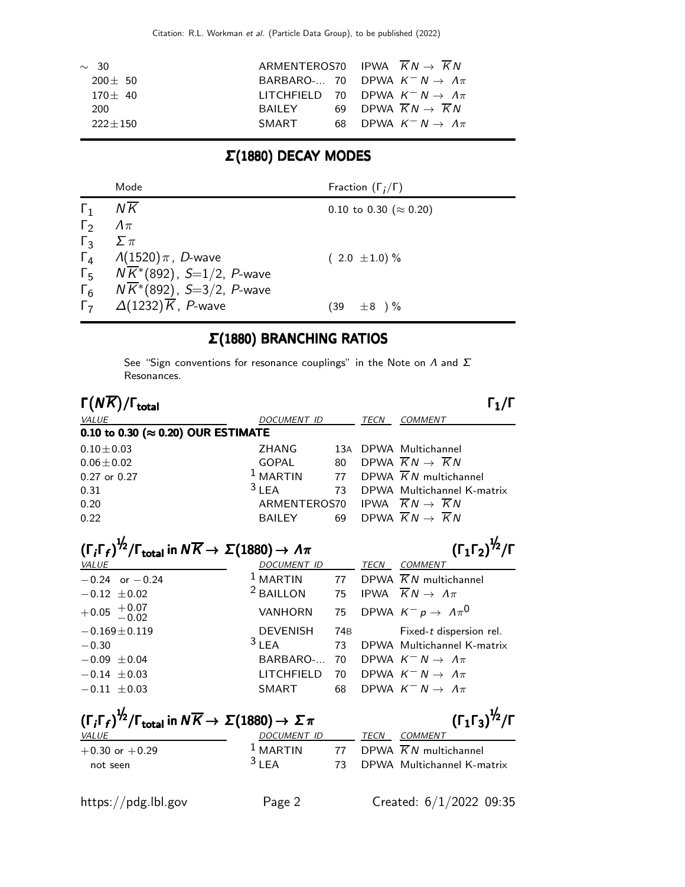| | | | |
|---|---|---|---|
| ∼ 30 | ARMENTEROS70 | IPWA | $\overline{K}N \to \overline{K}N$ |
| 200± 50 | BARBARO-... 70 | DPWA | $K^- N \to \Lambda\pi$ |
| 170± 40 | LITCHFIELD 70 | DPWA | $K^- N \to \Lambda\pi$ |
| 200 | BAILEY 69 | DPWA | $\overline{K}N \to \overline{K}N$ |
| 222±150 | SMART 68 | DPWA | $K^- N \to \Lambda\pi$ |

## Σ(1880) DECAY MODES

| | Mode | Fraction ($\Gamma_i/\Gamma$) |
|---|---|---|
| $\Gamma_1$ | $N\overline{K}$ | 0.10 to 0.30 (≈ 0.20) |
| $\Gamma_2$ | $\Lambda\pi$ | |
| $\Gamma_3$ | $\Sigma\pi$ | |
| $\Gamma_4$ | $\Lambda(1520)\pi$, $D$-wave | ( 2.0 ±1.0) % |
| $\Gamma_5$ | $N\overline{K}^*(892)$, $S$=1/2, $P$-wave | |
| $\Gamma_6$ | $N\overline{K}^*(892)$, $S$=3/2, $P$-wave | |
| $\Gamma_7$ | $\Delta(1232)\overline{K}$, $P$-wave | (39 ±8 ) % |

## Σ(1880) BRANCHING RATIOS

See "Sign conventions for resonance couplings" in the Note on Λ and Σ Resonances.

### $\Gamma(N\overline{K})/\Gamma_{\text{total}}$ — $\Gamma_1/\Gamma$

| VALUE | DOCUMENT ID | | TECN | COMMENT |
|---|---|---|---|---|
| **0.10 to 0.30 (≈ 0.20) OUR ESTIMATE** | | | | |
| 0.10±0.03 | ZHANG | 13A | DPWA | Multichannel |
| 0.06±0.02 | GOPAL | 80 | DPWA | $\overline{K}N \to \overline{K}N$ |
| 0.27 or 0.27 | MARTIN [1] | 77 | DPWA | $\overline{K}N$ multichannel |
| 0.31 | LEA [3] | 73 | DPWA | Multichannel K-matrix |
| 0.20 | ARMENTEROS | 70 | IPWA | $\overline{K}N \to \overline{K}N$ |
| 0.22 | BAILEY | 69 | DPWA | $\overline{K}N \to \overline{K}N$ |

### $(\Gamma_i\Gamma_f)^{1/2}/\Gamma_{\text{total}}$ in $N\overline{K} \to \Sigma(1880) \to \Lambda\pi$ — $(\Gamma_1\Gamma_2)^{1/2}/\Gamma$

| VALUE | DOCUMENT ID | | TECN | COMMENT |
|---|---|---|---|---|
| −0.24 or −0.24 | MARTIN [1] | 77 | DPWA | $\overline{K}N$ multichannel |
| −0.12 ±0.02 | BAILLON [2] | 75 | IPWA | $\overline{K}N \to \Lambda\pi$ |
| $+0.05\ ^{+0.07}_{-0.02}$ | VANHORN | 75 | DPWA | $K^- p \to \Lambda\pi^0$ |
| −0.169±0.119 | DEVENISH | 74B | | Fixed-$t$ dispersion rel. |
| −0.30 | LEA [3] | 73 | DPWA | Multichannel K-matrix |
| −0.09 ±0.04 | BARBARO-... | 70 | DPWA | $K^- N \to \Lambda\pi$ |
| −0.14 ±0.03 | LITCHFIELD | 70 | DPWA | $K^- N \to \Lambda\pi$ |
| −0.11 ±0.03 | SMART | 68 | DPWA | $K^- N \to \Lambda\pi$ |

### $(\Gamma_i\Gamma_f)^{1/2}/\Gamma_{\text{total}}$ in $N\overline{K} \to \Sigma(1880) \to \Sigma\pi$ — $(\Gamma_1\Gamma_3)^{1/2}/\Gamma$

| VALUE | DOCUMENT ID | | TECN | COMMENT |
|---|---|---|---|---|
| +0.30 or +0.29 | MARTIN [1] | 77 | DPWA | $\overline{K}N$ multichannel |
| not seen | LEA [3] | 73 | DPWA | Multichannel K-matrix |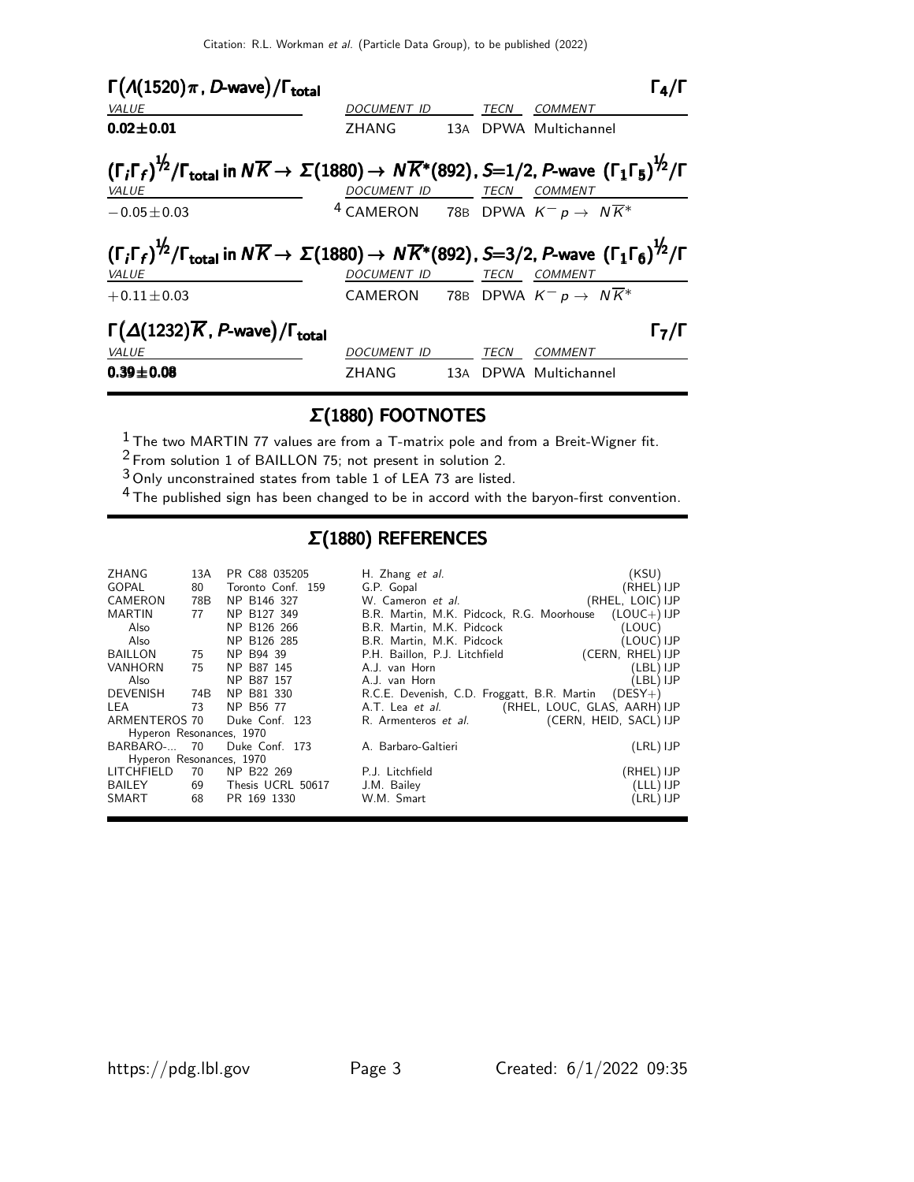### $\Gamma(\Lambda(1520)\pi$, D-wave$)/\Gamma_{total}$ $\Gamma_4/\Gamma$

| VALUE | DOCUMENT ID | | TECN | COMMENT |
|---|---|---|---|---|
| **0.02±0.01** | ZHANG | 13A | DPWA | Multichannel |

### $(\Gamma_i\Gamma_f)^{1/2}/\Gamma_{total}$ in $N\overline{K} \to \Sigma(1880) \to N\overline{K}^*(892)$, S=1/2, P-wave $(\Gamma_1\Gamma_5)^{1/2}/\Gamma$

| VALUE | DOCUMENT ID | | TECN | COMMENT |
|---|---|---|---|---|
| $-0.05\pm0.03$ | [4] CAMERON | 78B | DPWA | $K^- p \to N\overline{K}^*$ |

### $(\Gamma_i\Gamma_f)^{1/2}/\Gamma_{total}$ in $N\overline{K} \to \Sigma(1880) \to N\overline{K}^*(892)$, S=3/2, P-wave $(\Gamma_1\Gamma_6)^{1/2}/\Gamma$

| VALUE | DOCUMENT ID | | TECN | COMMENT |
|---|---|---|---|---|
| $+0.11\pm0.03$ | CAMERON | 78B | DPWA | $K^- p \to N\overline{K}^*$ |

### $\Gamma(\Delta(1232)\overline{K}$, P-wave$)/\Gamma_{total}$ $\Gamma_7/\Gamma$

| VALUE | DOCUMENT ID | | TECN | COMMENT |
|---|---|---|---|---|
| **0.39±0.08** | ZHANG | 13A | DPWA | Multichannel |

## Σ(1880) FOOTNOTES

[1] The two MARTIN 77 values are from a T-matrix pole and from a Breit-Wigner fit.
[2] From solution 1 of BAILLON 75; not present in solution 2.
[3] Only unconstrained states from table 1 of LEA 73 are listed.
[4] The published sign has been changed to be in accord with the baryon-first convention.

## Σ(1880) REFERENCES

| | | | | |
|---|---|---|---|---|
| ZHANG | 13A | PR C88 035205 | H. Zhang *et al.* | (KSU) |
| GOPAL | 80 | Toronto Conf. 159 | G.P. Gopal | (RHEL) IJP |
| CAMERON | 78B | NP B146 327 | W. Cameron *et al.* | (RHEL, LOIC) IJP |
| MARTIN | 77 | NP B127 349 | B.R. Martin, M.K. Pidcock, R.G. Moorhouse | (LOUC+) IJP |
| Also | | NP B126 266 | B.R. Martin, M.K. Pidcock | (LOUC) |
| Also | | NP B126 285 | B.R. Martin, M.K. Pidcock | (LOUC) IJP |
| BAILLON | 75 | NP B94 39 | P.H. Baillon, P.J. Litchfield | (CERN, RHEL) IJP |
| VANHORN | 75 | NP B87 145 | A.J. van Horn | (LBL) IJP |
| Also | | NP B87 157 | A.J. van Horn | (LBL) IJP |
| DEVENISH | 74B | NP B81 330 | R.C.E. Devenish, C.D. Froggatt, B.R. Martin | (DESY+) |
| LEA | 73 | NP B56 77 | A.T. Lea *et al.* | (RHEL, LOUC, GLAS, AARH) IJP |
| ARMENTEROS | 70 | Duke Conf. 123 | R. Armenteros *et al.* | (CERN, HEID, SACL) IJP |
| Hyperon Resonances, 1970 | | | | |
| BARBARO-... | 70 | Duke Conf. 173 | A. Barbaro-Galtieri | (LRL) IJP |
| Hyperon Resonances, 1970 | | | | |
| LITCHFIELD | 70 | NP B22 269 | P.J. Litchfield | (RHEL) IJP |
| BAILEY | 69 | Thesis UCRL 50617 | J.M. Bailey | (LLL) IJP |
| SMART | 68 | PR 169 1330 | W.M. Smart | (LRL) IJP |